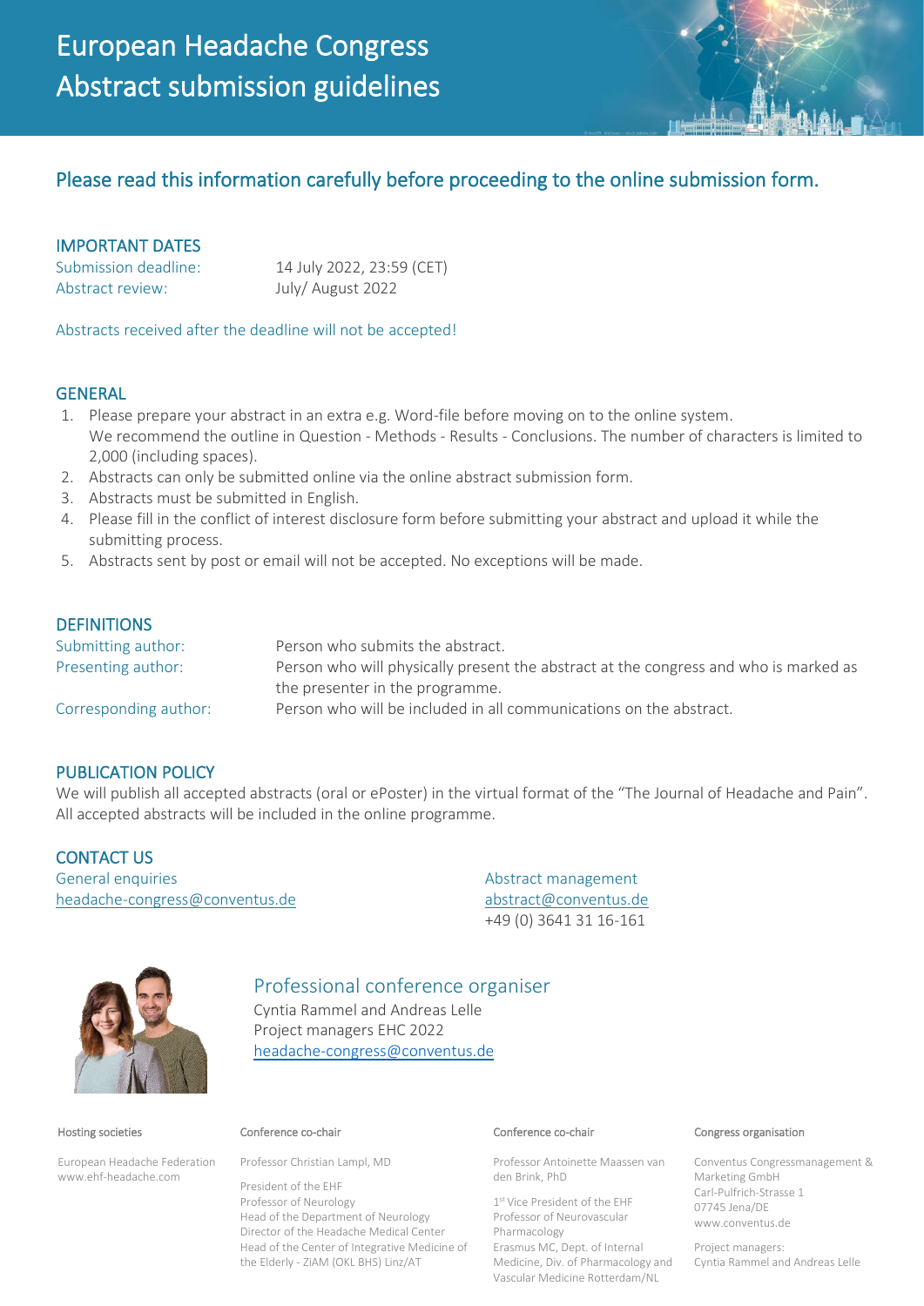# European Headache Congress
# Abstract submission guidelines

## Please read this information carefully before proceeding to the online submission form.

### IMPORTANT DATES

| | |
|---|---|
| Submission deadline: | 14 July 2022, 23:59 (CET) |
| Abstract review: | July/ August 2022 |

Abstracts received after the deadline will not be accepted!

### GENERAL

1. Please prepare your abstract in an extra e.g. Word-file before moving on to the online system. We recommend the outline in Question - Methods - Results - Conclusions. The number of characters is limited to 2,000 (including spaces).
2. Abstracts can only be submitted online via the online abstract submission form.
3. Abstracts must be submitted in English.
4. Please fill in the conflict of interest disclosure form before submitting your abstract and upload it while the submitting process.
5. Abstracts sent by post or email will not be accepted. No exceptions will be made.

### DEFINITIONS

| | |
|---|---|
| Submitting author: | Person who submits the abstract. |
| Presenting author: | Person who will physically present the abstract at the congress and who is marked as the presenter in the programme. |
| Corresponding author: | Person who will be included in all communications on the abstract. |

### PUBLICATION POLICY

We will publish all accepted abstracts (oral or ePoster) in the virtual format of the "The Journal of Headache and Pain". All accepted abstracts will be included in the online programme.

### CONTACT US

General enquiries
headache-congress@conventus.de

Abstract management
abstract@conventus.de
+49 (0) 3641 31 16-161

### Professional conference organiser

Cyntia Rammel and Andreas Lelle
Project managers EHC 2022
headache-congress@conventus.de

**Hosting societies**

European Headache Federation
www.ehf-headache.com

**Conference co-chair**

Professor Christian Lampl, MD

President of the EHF
Professor of Neurology
Head of the Department of Neurology
Director of the Headache Medical Center
Head of the Center of Integrative Medicine of the Elderly - ZiAM (OKL BHS) Linz/AT

**Conference co-chair**

Professor Antoinette Maassen van den Brink, PhD

1st Vice President of the EHF
Professor of Neurovascular Pharmacology
Erasmus MC, Dept. of Internal Medicine, Div. of Pharmacology and Vascular Medicine Rotterdam/NL

**Congress organisation**

Conventus Congressmanagement & Marketing GmbH
Carl-Pulfrich-Strasse 1
07745 Jena/DE
www.conventus.de

Project managers:
Cyntia Rammel and Andreas Lelle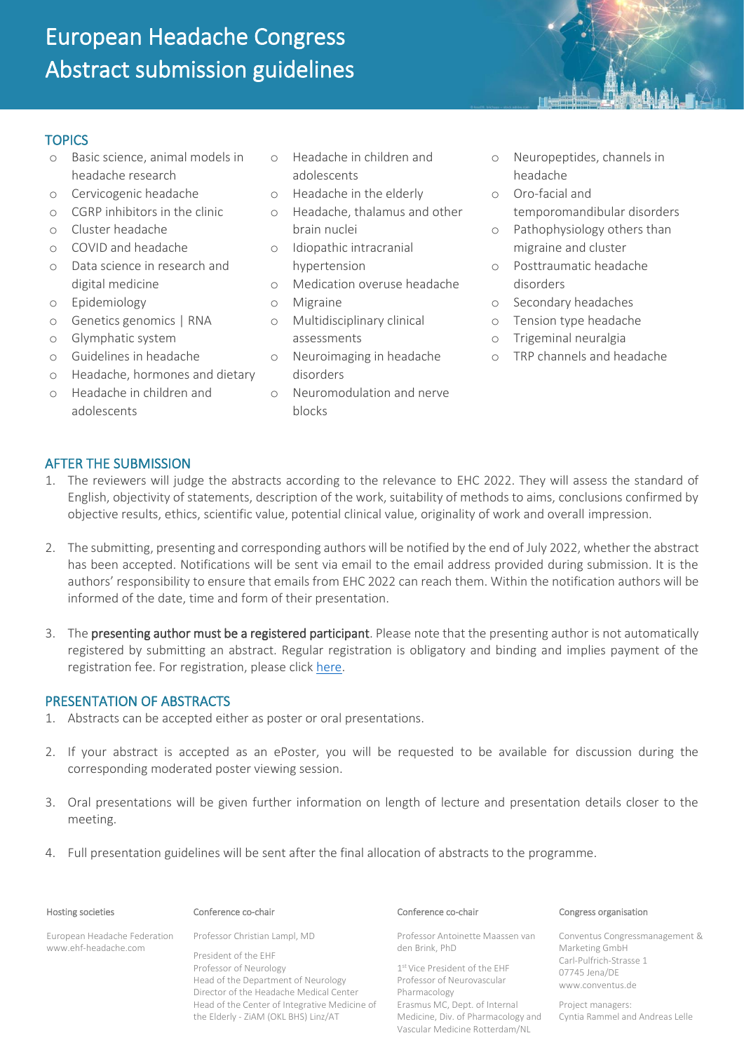# European Headache Congress
# Abstract submission guidelines

## TOPICS

- Basic science, animal models in headache research
- Cervicogenic headache
- CGRP inhibitors in the clinic
- Cluster headache
- COVID and headache
- Data science in research and digital medicine
- Epidemiology
- Genetics genomics | RNA
- Glymphatic system
- Guidelines in headache
- Headache, hormones and dietary
- Headache in children and adolescents
- Headache in children and adolescents
- Headache in the elderly
- Headache, thalamus and other brain nuclei
- Idiopathic intracranial hypertension
- Medication overuse headache
- Migraine
- Multidisciplinary clinical assessments
- Neuroimaging in headache disorders
- Neuromodulation and nerve blocks
- Neuropeptides, channels in headache
- Oro-facial and temporomandibular disorders
- Pathophysiology others than migraine and cluster
- Posttraumatic headache disorders
- Secondary headaches
- Tension type headache
- Trigeminal neuralgia
- TRP channels and headache

## AFTER THE SUBMISSION

1. The reviewers will judge the abstracts according to the relevance to EHC 2022. They will assess the standard of English, objectivity of statements, description of the work, suitability of methods to aims, conclusions confirmed by objective results, ethics, scientific value, potential clinical value, originality of work and overall impression.

2. The submitting, presenting and corresponding authors will be notified by the end of July 2022, whether the abstract has been accepted. Notifications will be sent via email to the email address provided during submission. It is the authors' responsibility to ensure that emails from EHC 2022 can reach them. Within the notification authors will be informed of the date, time and form of their presentation.

3. The **presenting author must be a registered participant**. Please note that the presenting author is not automatically registered by submitting an abstract. Regular registration is obligatory and binding and implies payment of the registration fee. For registration, please click here.

## PRESENTATION OF ABSTRACTS

1. Abstracts can be accepted either as poster or oral presentations.

2. If your abstract is accepted as an ePoster, you will be requested to be available for discussion during the corresponding moderated poster viewing session.

3. Oral presentations will be given further information on length of lecture and presentation details closer to the meeting.

4. Full presentation guidelines will be sent after the final allocation of abstracts to the programme.

**Hosting societies**

European Headache Federation
www.ehf-headache.com

**Conference co-chair**

Professor Christian Lampl, MD

President of the EHF
Professor of Neurology
Head of the Department of Neurology
Director of the Headache Medical Center
Head of the Center of Integrative Medicine of the Elderly - ZiAM (OKL BHS) Linz/AT

**Conference co-chair**

Professor Antoinette Maassen van den Brink, PhD

1st Vice President of the EHF
Professor of Neurovascular Pharmacology
Erasmus MC, Dept. of Internal Medicine, Div. of Pharmacology and Vascular Medicine Rotterdam/NL

**Congress organisation**

Conventus Congressmanagement & Marketing GmbH
Carl-Pulfrich-Strasse 1
07745 Jena/DE
www.conventus.de

Project managers:
Cyntia Rammel and Andreas Lelle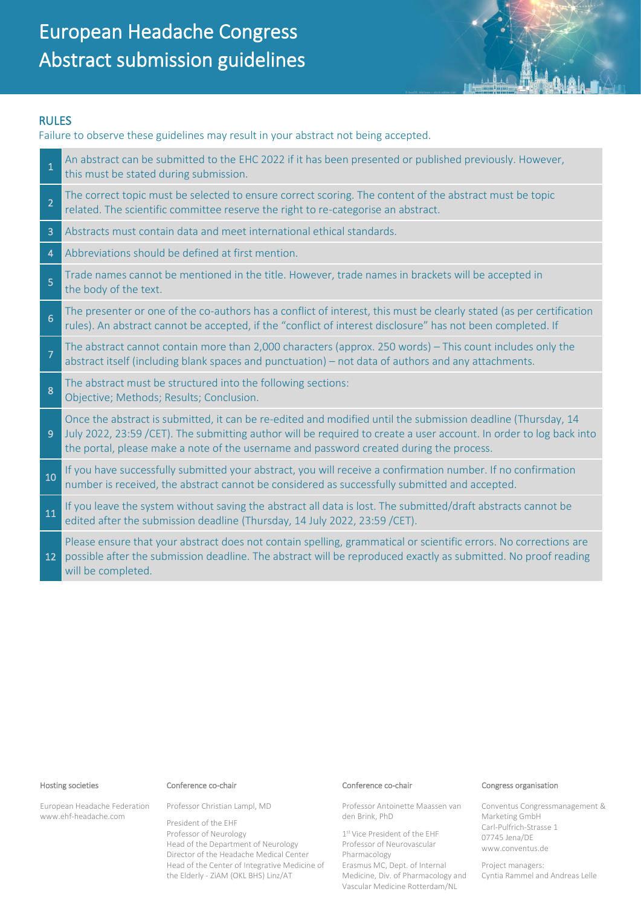# European Headache Congress
# Abstract submission guidelines

## RULES

Failure to observe these guidelines may result in your abstract not being accepted.

| | |
|---|---|
| 1 | An abstract can be submitted to the EHC 2022 if it has been presented or published previously. However, this must be stated during submission. |
| 2 | The correct topic must be selected to ensure correct scoring. The content of the abstract must be topic related. The scientific committee reserve the right to re-categorise an abstract. |
| 3 | Abstracts must contain data and meet international ethical standards. |
| 4 | Abbreviations should be defined at first mention. |
| 5 | Trade names cannot be mentioned in the title. However, trade names in brackets will be accepted in the body of the text. |
| 6 | The presenter or one of the co-authors has a conflict of interest, this must be clearly stated (as per certification rules). An abstract cannot be accepted, if the "conflict of interest disclosure" has not been completed. If |
| 7 | The abstract cannot contain more than 2,000 characters (approx. 250 words) – This count includes only the abstract itself (including blank spaces and punctuation) – not data of authors and any attachments. |
| 8 | The abstract must be structured into the following sections: Objective; Methods; Results; Conclusion. |
| 9 | Once the abstract is submitted, it can be re-edited and modified until the submission deadline (Thursday, 14 July 2022, 23:59 /CET). The submitting author will be required to create a user account. In order to log back into the portal, please make a note of the username and password created during the process. |
| 10 | If you have successfully submitted your abstract, you will receive a confirmation number. If no confirmation number is received, the abstract cannot be considered as successfully submitted and accepted. |
| 11 | If you leave the system without saving the abstract all data is lost. The submitted/draft abstracts cannot be edited after the submission deadline (Thursday, 14 July 2022, 23:59 /CET). |
| 12 | Please ensure that your abstract does not contain spelling, grammatical or scientific errors. No corrections are possible after the submission deadline. The abstract will be reproduced exactly as submitted. No proof reading will be completed. |

**Hosting societies**

European Headache Federation
www.ehf-headache.com

**Conference co-chair**

Professor Christian Lampl, MD

President of the EHF
Professor of Neurology
Head of the Department of Neurology
Director of the Headache Medical Center
Head of the Center of Integrative Medicine of the Elderly - ZiAM (OKL BHS) Linz/AT

**Conference co-chair**

Professor Antoinette Maassen van den Brink, PhD

1st Vice President of the EHF
Professor of Neurovascular Pharmacology
Erasmus MC, Dept. of Internal Medicine, Div. of Pharmacology and Vascular Medicine Rotterdam/NL

**Congress organisation**

Conventus Congressmanagement & Marketing GmbH
Carl-Pulfrich-Strasse 1
07745 Jena/DE
www.conventus.de

Project managers:
Cyntia Rammel and Andreas Lelle